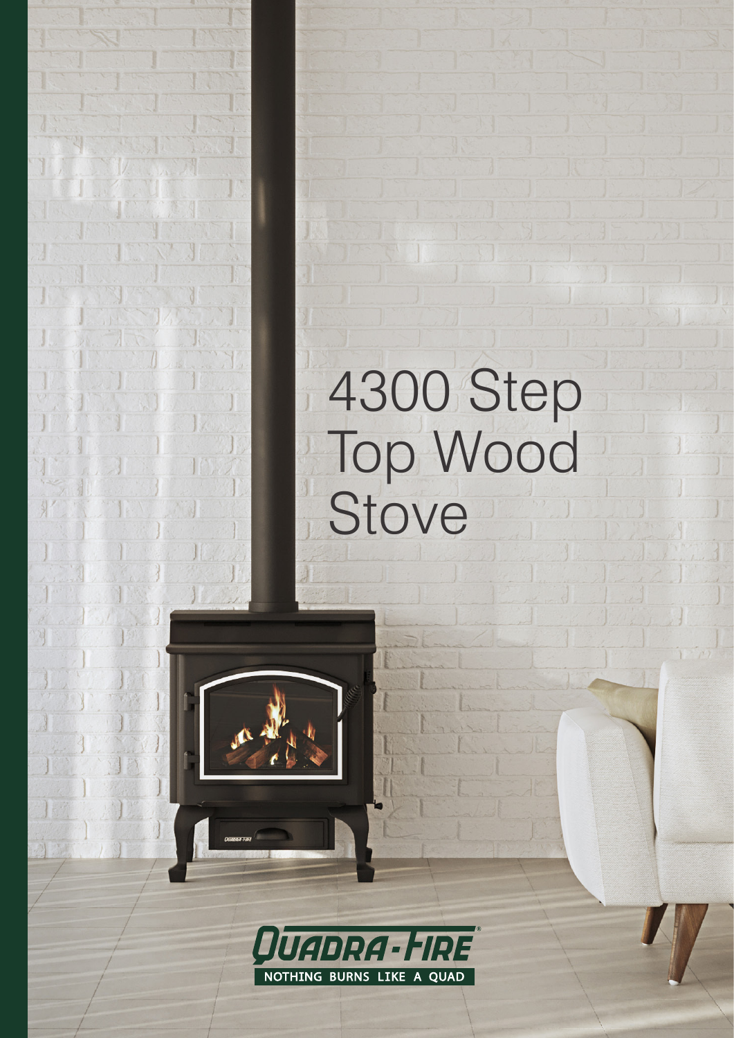# 4300 Step Top Wood Stove

QUADRA-FIRE®

NOTHING BURNS LIKE A QUAD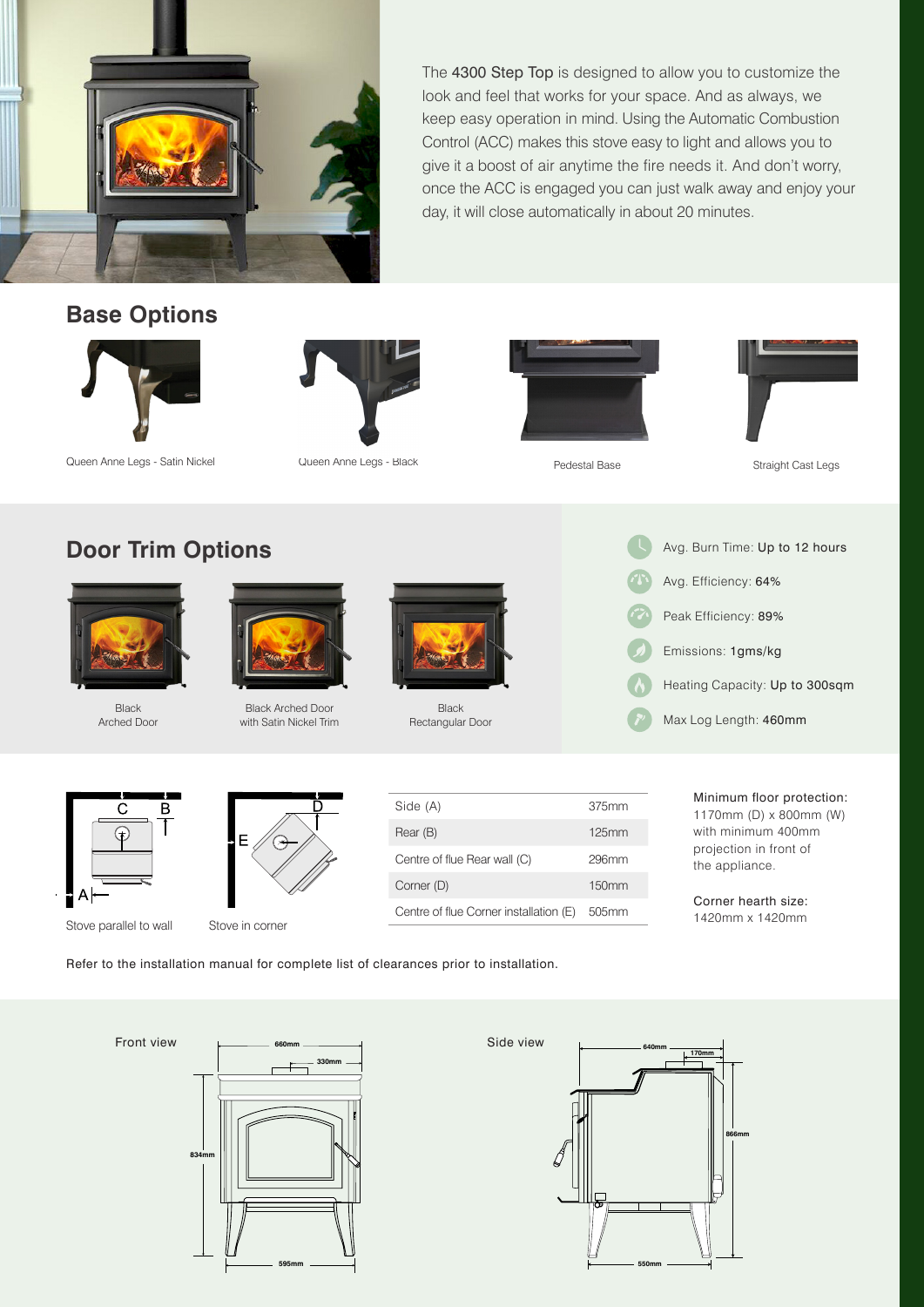The **4300 Step Top** is designed to allow you to customize the look and feel that works for your space. And as always, we keep easy operation in mind. Using the Automatic Combustion Control (ACC) makes this stove easy to light and allows you to give it a boost of air anytime the fire needs it. And don't worry, once the ACC is engaged you can just walk away and enjoy your day, it will close automatically in about 20 minutes.

## Base Options

Queen Anne Legs - Satin Nickel

Queen Anne Legs - Black

Pedestal Base

Straight Cast Legs

## Door Trim Options

Black Arched Door

Black Arched Door with Satin Nickel Trim

Black Rectangular Door

- Avg. Burn Time: Up to 12 hours
- Avg. Efficiency: 64%
- Peak Efficiency: 89%
- Emissions: 1gms/kg
- Heating Capacity: Up to 300sqm
- Max Log Length: 460mm

C
B
A

Stove parallel to wall

D
E

Stove in corner

| | |
|---|---|
| Side (A) | 375mm |
| Rear (B) | 125mm |
| Centre of flue Rear wall (C) | 296mm |
| Corner (D) | 150mm |
| Centre of flue Corner installation (E) | 505mm |

Minimum floor protection:
1170mm (D) x 800mm (W) with minimum 400mm projection in front of the appliance.

Corner hearth size:
1420mm x 1420mm

Refer to the installation manual for complete list of clearances prior to installation.

Front view

660mm
330mm
834mm
595mm

Side view

640mm
170mm
866mm
550mm